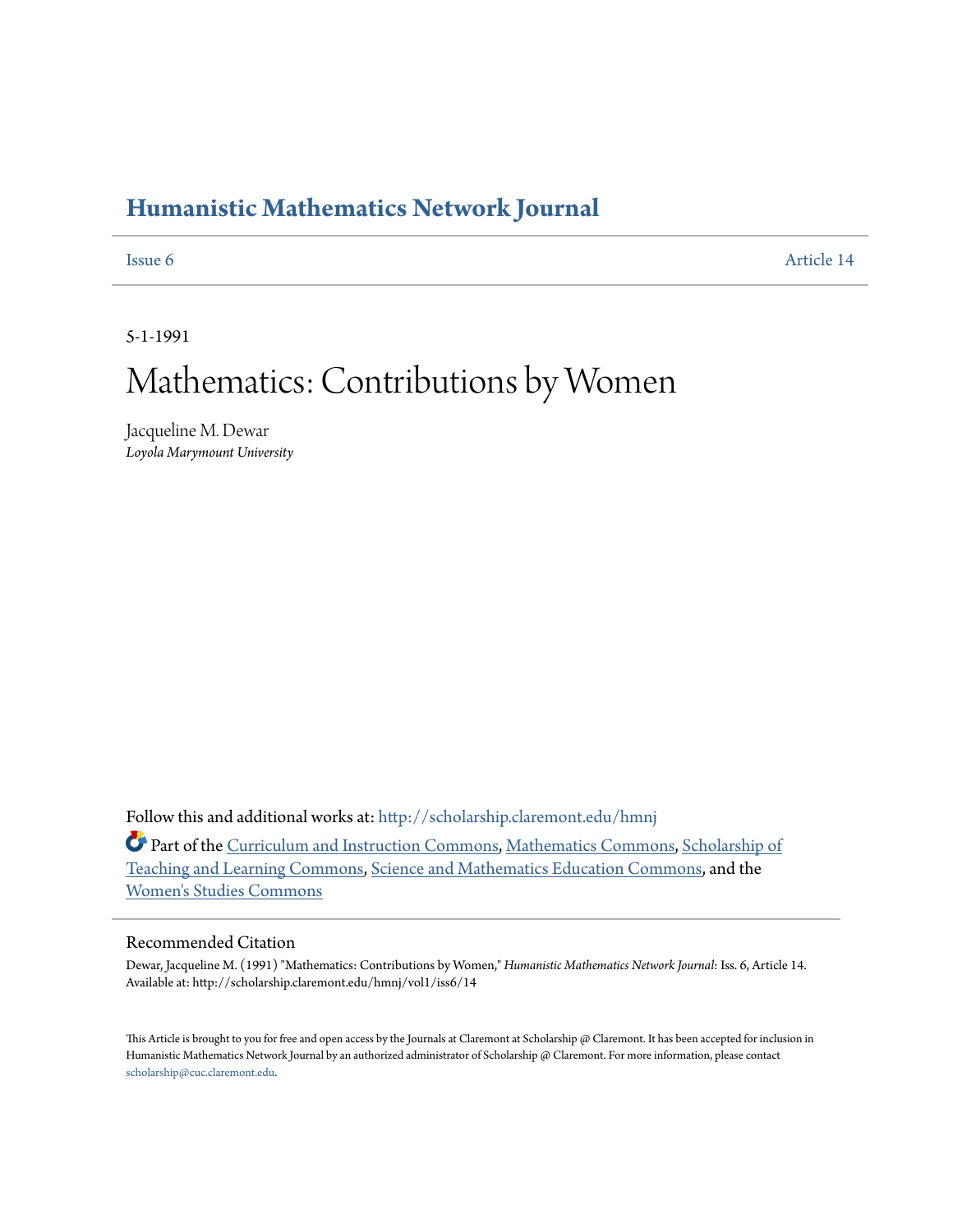# Humanistic Mathematics Network Journal

Issue 6 Article 14

5-1-1991

# Mathematics: Contributions by Women

Jacqueline M. Dewar
*Loyola Marymount University*

Follow this and additional works at: http://scholarship.claremont.edu/hmnj

Part of the Curriculum and Instruction Commons, Mathematics Commons, Scholarship of Teaching and Learning Commons, Science and Mathematics Education Commons, and the Women's Studies Commons

## Recommended Citation

Dewar, Jacqueline M. (1991) "Mathematics: Contributions by Women," *Humanistic Mathematics Network Journal*: Iss. 6, Article 14.
Available at: http://scholarship.claremont.edu/hmnj/vol1/iss6/14

This Article is brought to you for free and open access by the Journals at Claremont at Scholarship @ Claremont. It has been accepted for inclusion in Humanistic Mathematics Network Journal by an authorized administrator of Scholarship @ Claremont. For more information, please contact scholarship@cuc.claremont.edu.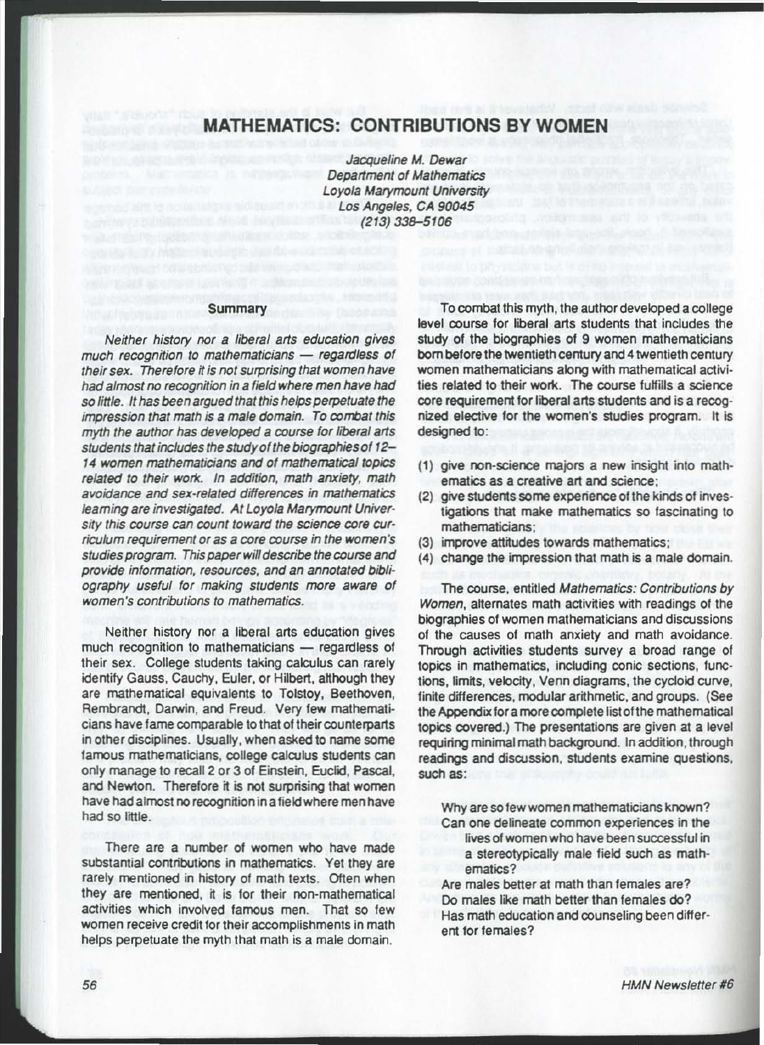# MATHEMATICS: CONTRIBUTIONS BY WOMEN

*Jacqueline M. Dewar*
*Department of Mathematics*
*Loyola Marymount University*
*Los Angeles, CA 90045*
*(213) 338–5106*

## Summary

*Neither history nor a liberal arts education gives much recognition to mathematicians — regardless of their sex. Therefore it is not surprising that women have had almost no recognition in a field where men have had so little. It has been argued that this helps perpetuate the impression that math is a male domain. To combat this myth the author has developed a course for liberal arts students that includes the study of the biographies of 12–14 women mathematicians and of mathematical topics related to their work. In addition, math anxiety, math avoidance and sex-related differences in mathematics learning are investigated. At Loyola Marymount University this course can count toward the science core curriculum requirement or as a core course in the women's studies program. This paper will describe the course and provide information, resources, and an annotated bibliography useful for making students more aware of women's contributions to mathematics.*

Neither history nor a liberal arts education gives much recognition to mathematicians — regardless of their sex. College students taking calculus can rarely identify Gauss, Cauchy, Euler, or Hilbert, although they are mathematical equivalents to Tolstoy, Beethoven, Rembrandt, Darwin, and Freud. Very few mathematicians have fame comparable to that of their counterparts in other disciplines. Usually, when asked to name some famous mathematicians, college calculus students can only manage to recall 2 or 3 of Einstein, Euclid, Pascal, and Newton. Therefore it is not surprising that women have had almost no recognition in a field where men have had so little.

There are a number of women who have made substantial contributions in mathematics. Yet they are rarely mentioned in history of math texts. Often when they are mentioned, it is for their non-mathematical activities which involved famous men. That so few women receive credit for their accomplishments in math helps perpetuate the myth that math is a male domain.

To combat this myth, the author developed a college level course for liberal arts students that includes the study of the biographies of 9 women mathematicians born before the twentieth century and 4 twentieth century women mathematicians along with mathematical activities related to their work. The course fulfills a science core requirement for liberal arts students and is a recognized elective for the women's studies program. It is designed to:

1. give non-science majors a new insight into mathematics as a creative art and science;
2. give students some experience of the kinds of investigations that make mathematics so fascinating to mathematicians;
3. improve attitudes towards mathematics;
4. change the impression that math is a male domain.

The course, entitled *Mathematics: Contributions by Women*, alternates math activities with readings of the biographies of women mathematicians and discussions of the causes of math anxiety and math avoidance. Through activities students survey a broad range of topics in mathematics, including conic sections, functions, limits, velocity, Venn diagrams, the cycloid curve, finite differences, modular arithmetic, and groups. (See the Appendix for a more complete list of the mathematical topics covered.) The presentations are given at a level requiring minimal math background. In addition, through readings and discussion, students examine questions, such as:

- Why are so few women mathematicians known?
- Can one delineate common experiences in the lives of women who have been successful in a stereotypically male field such as mathematics?
- Are males better at math than females are?
- Do males like math better than females do?
- Has math education and counseling been different for females?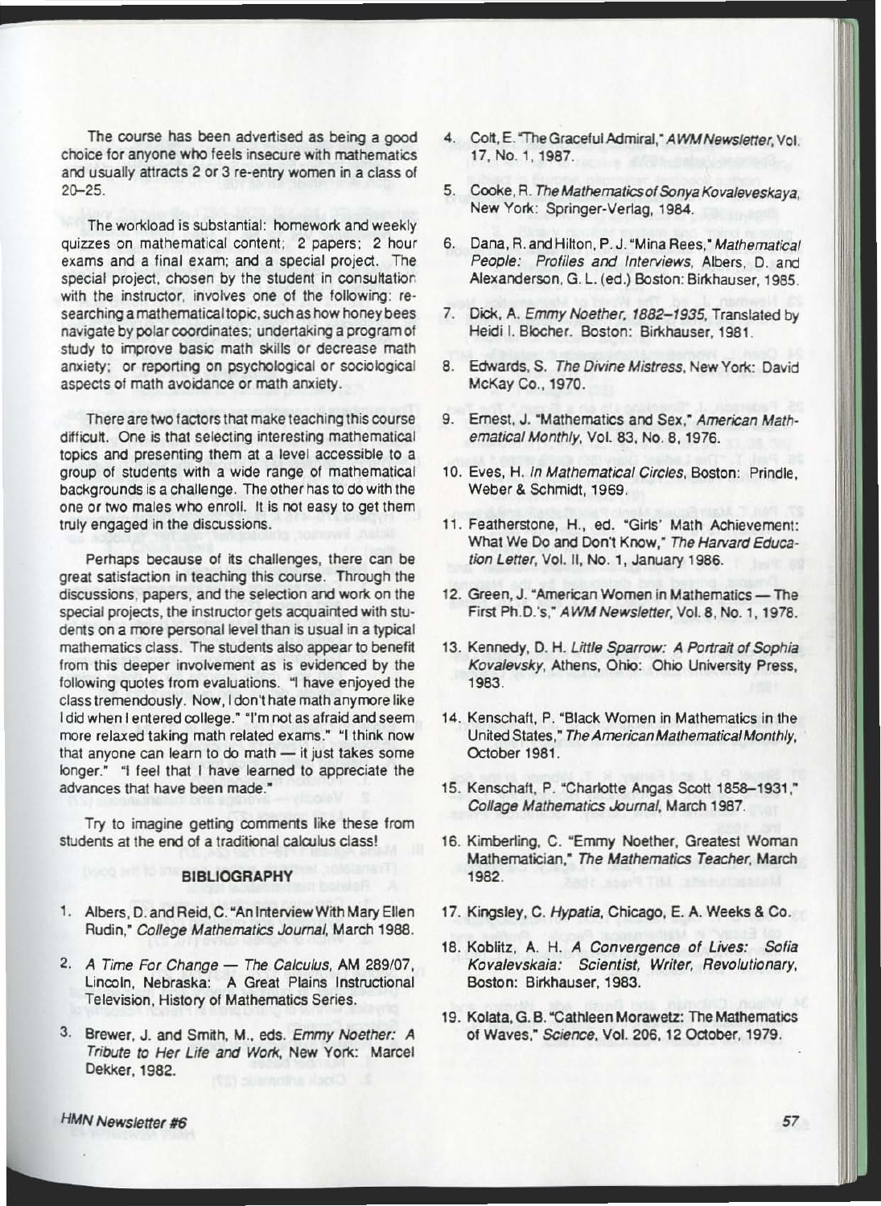The course has been advertised as being a good choice for anyone who feels insecure with mathematics and usually attracts 2 or 3 re-entry women in a class of 20–25.

The workload is substantial: homework and weekly quizzes on mathematical content; 2 papers; 2 hour exams and a final exam; and a special project. The special project, chosen by the student in consultation with the instructor, involves one of the following: researching a mathematical topic, such as how honey bees navigate by polar coordinates; undertaking a program of study to improve basic math skills or decrease math anxiety; or reporting on psychological or sociological aspects of math avoidance or math anxiety.

There are two factors that make teaching this course difficult. One is that selecting interesting mathematical topics and presenting them at a level accessible to a group of students with a wide range of mathematical backgrounds is a challenge. The other has to do with the one or two males who enroll. It is not easy to get them truly engaged in the discussions.

Perhaps because of its challenges, there can be great satisfaction in teaching this course. Through the discussions, papers, and the selection and work on the special projects, the instructor gets acquainted with students on a more personal level than is usual in a typical mathematics class. The students also appear to benefit from this deeper involvement as is evidenced by the following quotes from evaluations. "I have enjoyed the class tremendously. Now, I don't hate math anymore like I did when I entered college." "I'm not as afraid and seem more relaxed taking math related exams." "I think now that anyone can learn to do math — it just takes some longer." "I feel that I have learned to appreciate the advances that have been made."

Try to imagine getting comments like these from students at the end of a traditional calculus class!

## BIBLIOGRAPHY

1. Albers, D. and Reid, C. "An Interview With Mary Ellen Rudin," *College Mathematics Journal*, March 1988.
2. *A Time For Change — The Calculus*, AM 289/07, Lincoln, Nebraska: A Great Plains Instructional Television, History of Mathematics Series.
3. Brewer, J. and Smith, M., eds. *Emmy Noether: A Tribute to Her Life and Work*, New York: Marcel Dekker, 1982.
4. Colt, E. "The Graceful Admiral," *AWM Newsletter*, Vol. 17, No. 1, 1987.
5. Cooke, R. *The Mathematics of Sonya Kovaleveskaya*, New York: Springer-Verlag, 1984.
6. Dana, R. and Hilton, P. J. "Mina Rees," *Mathematical People: Profiles and Interviews*, Albers, D. and Alexanderson, G. L. (ed.) Boston: Birkhauser, 1985.
7. Dick, A. *Emmy Noether, 1882–1935*, Translated by Heidi I. Blocher. Boston: Birkhauser, 1981.
8. Edwards, S. *The Divine Mistress*, New York: David McKay Co., 1970.
9. Ernest, J. "Mathematics and Sex," *American Mathematical Monthly*, Vol. 83, No. 8, 1976.
10. Eves, H. *In Mathematical Circles*, Boston: Prindle, Weber & Schmidt, 1969.
11. Featherstone, H., ed. "Girls' Math Achievement: What We Do and Don't Know," *The Harvard Education Letter*, Vol. II, No. 1, January 1986.
12. Green, J. "American Women in Mathematics — The First Ph.D.'s," *AWM Newsletter*, Vol. 8, No. 1, 1978.
13. Kennedy, D. H. *Little Sparrow: A Portrait of Sophia Kovalevsky*, Athens, Ohio: Ohio University Press, 1983.
14. Kenschaft, P. "Black Women in Mathematics in the United States," *The American Mathematical Monthly*, October 1981.
15. Kenschaft, P. "Charlotte Angas Scott 1858–1931," *Collage Mathematics Journal*, March 1987.
16. Kimberling, C. "Emmy Noether, Greatest Woman Mathematician," *The Mathematics Teacher*, March 1982.
17. Kingsley, C. *Hypatia*, Chicago, E. A. Weeks & Co.
18. Koblitz, A. H. *A Convergence of Lives: Sofia Kovalevskaia: Scientist, Writer, Revolutionary*, Boston: Birkhauser, 1983.
19. Kolata, G. B. "Cathleen Morawetz: The Mathematics of Waves," *Science*, Vol. 206, 12 October, 1979.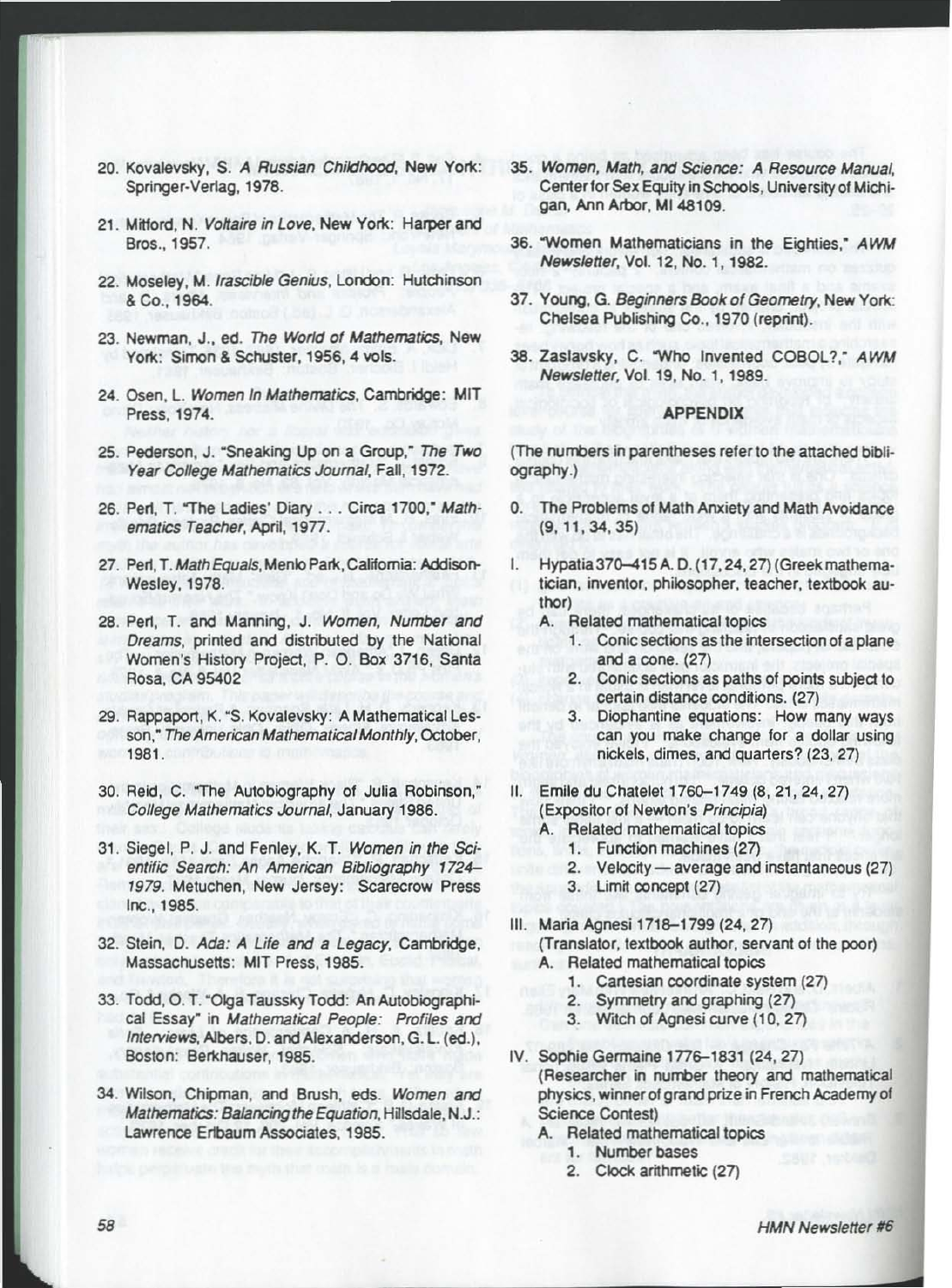20. Kovalevsky, S. *A Russian Childhood*, New York: Springer-Verlag, 1978.

21. Mitford, N. *Voltaire in Love*, New York: Harper and Bros., 1957.

22. Moseley, M. *Irascible Genius*, London: Hutchinson & Co., 1964.

23. Newman, J., ed. *The World of Mathematics*, New York: Simon & Schuster, 1956, 4 vols.

24. Osen, L. *Women In Mathematics*, Cambridge: MIT Press, 1974.

25. Pederson, J. "Sneaking Up on a Group," *The Two Year College Mathematics Journal*, Fall, 1972.

26. Perl, T. "The Ladies' Diary . . . Circa 1700," *Mathematics Teacher*, April, 1977.

27. Perl, T. *Math Equals*, Menlo Park, California: Addison-Wesley, 1978.

28. Perl, T. and Manning, J. *Women, Number and Dreams*, printed and distributed by the National Women's History Project, P. O. Box 3716, Santa Rosa, CA 95402

29. Rappaport, K. "S. Kovalevsky: A Mathematical Lesson," *The American Mathematical Monthly*, October, 1981.

30. Reid, C. "The Autobiography of Julia Robinson," *College Mathematics Journal*, January 1986.

31. Siegel, P. J. and Fenley, K. T. *Women in the Scientific Search: An American Bibliography 1724–1979*. Metuchen, New Jersey: Scarecrow Press Inc., 1985.

32. Stein, D. *Ada: A Life and a Legacy*, Cambridge, Massachusetts: MIT Press, 1985.

33. Todd, O. T. "Olga Taussky Todd: An Autobiographical Essay" in *Mathematical People: Profiles and Interviews*, Albers, D. and Alexanderson, G. L. (ed.), Boston: Berkhauser, 1985.

34. Wilson, Chipman, and Brush, eds. *Women and Mathematics: Balancing the Equation*, Hillsdale, N.J.: Lawrence Erlbaum Associates, 1985.

35. *Women, Math, and Science: A Resource Manual*, Center for Sex Equity in Schools, University of Michigan, Ann Arbor, MI 48109.

36. "Women Mathematicians in the Eighties," *AWM Newsletter*, Vol. 12, No. 1, 1982.

37. Young, G. *Beginners Book of Geometry*, New York: Chelsea Publishing Co., 1970 (reprint).

38. Zaslavsky, C. "Who Invented COBOL?," *AWM Newsletter*, Vol. 19, No. 1, 1989.

## APPENDIX

(The numbers in parentheses refer to the attached bibliography.)

0. The Problems of Math Anxiety and Math Avoidance (9, 11, 34, 35)

I. Hypatia 370–415 A. D. (17, 24, 27) (Greek mathematician, inventor, philosopher, teacher, textbook author)
   - A. Related mathematical topics
     1. Conic sections as the intersection of a plane and a cone. (27)
     2. Conic sections as paths of points subject to certain distance conditions. (27)
     3. Diophantine equations: How many ways can you make change for a dollar using nickels, dimes, and quarters? (23, 27)

II. Emile du Chatelet 1760–1749 (8, 21, 24, 27) (Expositor of Newton's *Principia*)
   - A. Related mathematical topics
     1. Function machines (27)
     2. Velocity — average and instantaneous (27)
     3. Limit concept (27)

III. Maria Agnesi 1718–1799 (24, 27) (Translator, textbook author, servant of the poor)
   - A. Related mathematical topics
     1. Cartesian coordinate system (27)
     2. Symmetry and graphing (27)
     3. Witch of Agnesi curve (10, 27)

IV. Sophie Germaine 1776–1831 (24, 27) (Researcher in number theory and mathematical physics, winner of grand prize in French Academy of Science Contest)
   - A. Related mathematical topics
     1. Number bases
     2. Clock arithmetic (27)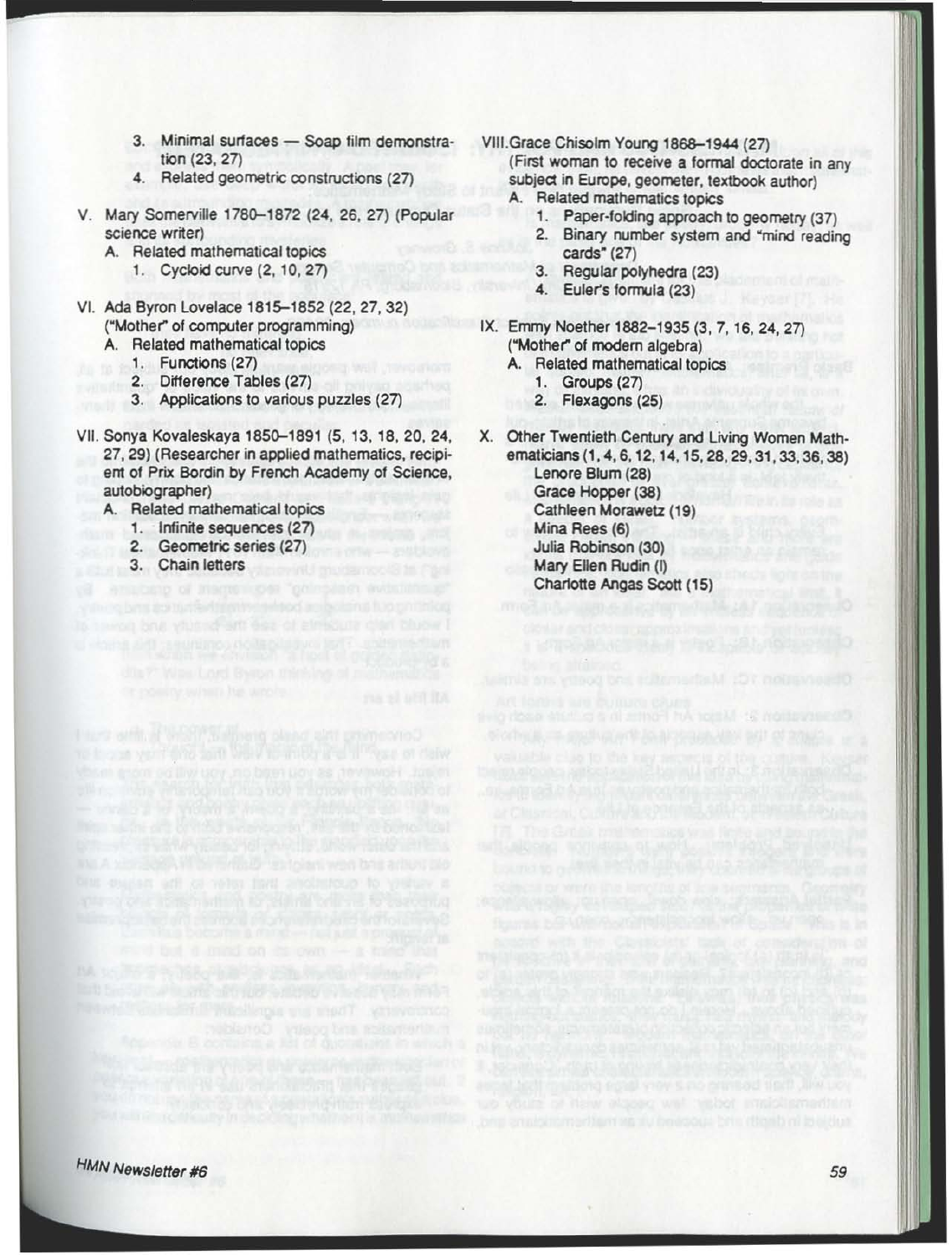3. Minimal surfaces — Soap film demonstration (23, 27)
4. Related geometric constructions (27)

V. Mary Somerville 1780–1872 (24, 26, 27) (Popular science writer)
   A. Related mathematical topics
      1. Cycloid curve (2, 10, 27)

VI. Ada Byron Lovelace 1815–1852 (22, 27, 32) ("Mother" of computer programming)
   A. Related mathematical topics
      1. Functions (27)
      2. Difference Tables (27)
      3. Applications to various puzzles (27)

VII. Sonya Kovaleskaya 1850–1891 (5, 13, 18, 20, 24, 27, 29) (Researcher in applied mathematics, recipient of Prix Bordin by French Academy of Science, autobiographer)
   A. Related mathematical topics
      1. Infinite sequences (27)
      2. Geometric series (27)
      3. Chain letters

VIII. Grace Chisolm Young 1868–1944 (27) (First woman to receive a formal doctorate in any subject in Europe, geometer, textbook author)
   A. Related mathematics topics
      1. Paper-folding approach to geometry (37)
      2. Binary number system and "mind reading cards" (27)
      3. Regular polyhedra (23)
      4. Euler's formula (23)

IX. Emmy Noether 1882–1935 (3, 7, 16, 24, 27) ("Mother" of modern algebra)
   A. Related mathematical topics
      1. Groups (27)
      2. Flexagons (25)

X. Other Twentieth Century and Living Women Mathematicians (1, 4, 6, 12, 14, 15, 28, 29, 31, 33, 36, 38)
   Lenore Blum (28)
   Grace Hopper (38)
   Cathleen Morawetz (19)
   Mina Rees (6)
   Julia Robinson (30)
   Mary Ellen Rudin (l)
   Charlotte Angas Scott (15)